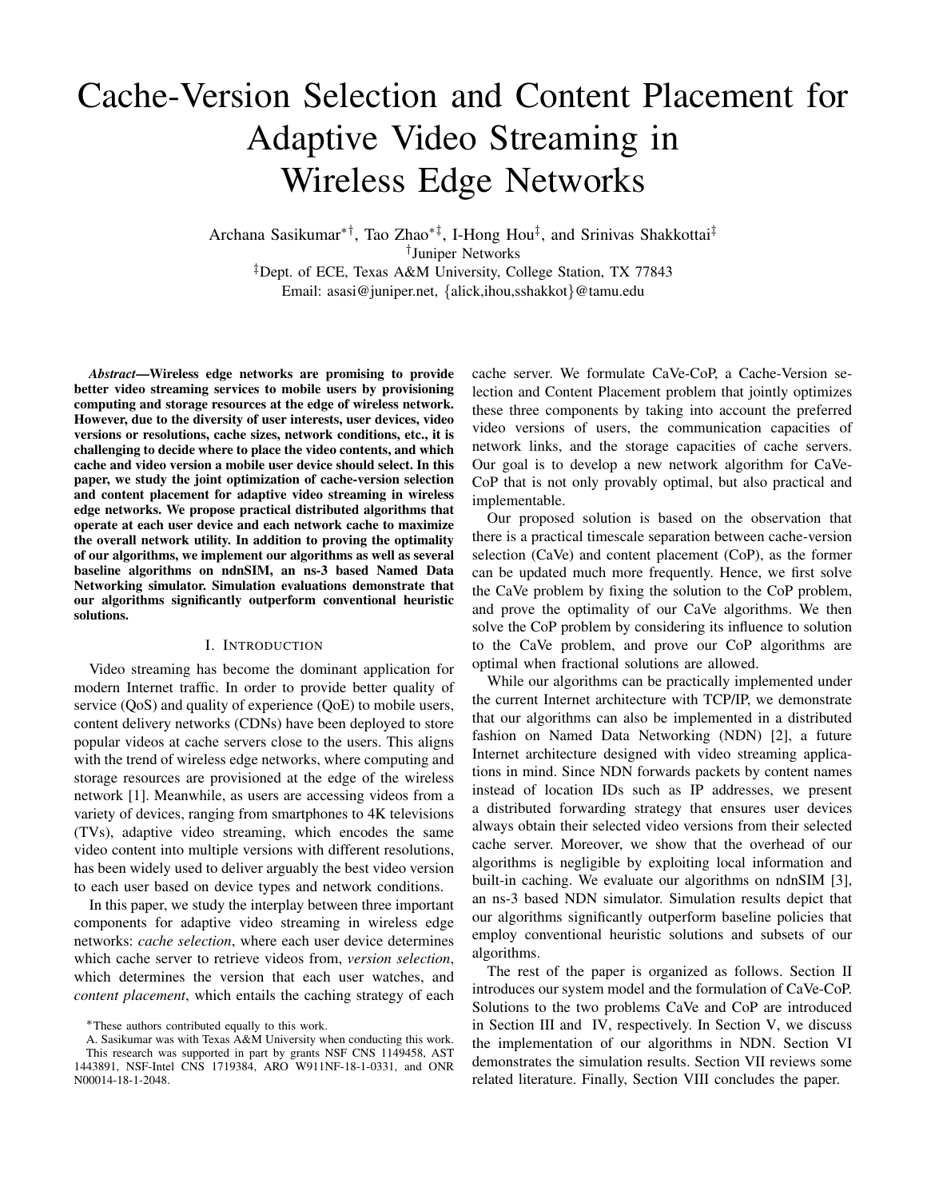# Cache-Version Selection and Content Placement for Adaptive Video Streaming in Wireless Edge Networks

Archana Sasikumar*†, Tao Zhao*‡, I-Hong Hou‡, and Srinivas Shakkottai‡

†Juniper Networks

‡Dept. of ECE, Texas A&M University, College Station, TX 77843

Email: asasi@juniper.net, {alick,ihou,sshakkot}@tamu.edu

***Abstract*—Wireless edge networks are promising to provide better video streaming services to mobile users by provisioning computing and storage resources at the edge of wireless network. However, due to the diversity of user interests, user devices, video versions or resolutions, cache sizes, network conditions, etc., it is challenging to decide where to place the video contents, and which cache and video version a mobile user device should select. In this paper, we study the joint optimization of cache-version selection and content placement for adaptive video streaming in wireless edge networks. We propose practical distributed algorithms that operate at each user device and each network cache to maximize the overall network utility. In addition to proving the optimality of our algorithms, we implement our algorithms as well as several baseline algorithms on ndnSIM, an ns-3 based Named Data Networking simulator. Simulation evaluations demonstrate that our algorithms significantly outperform conventional heuristic solutions.**

## I. Introduction

Video streaming has become the dominant application for modern Internet traffic. In order to provide better quality of service (QoS) and quality of experience (QoE) to mobile users, content delivery networks (CDNs) have been deployed to store popular videos at cache servers close to the users. This aligns with the trend of wireless edge networks, where computing and storage resources are provisioned at the edge of the wireless network [1]. Meanwhile, as users are accessing videos from a variety of devices, ranging from smartphones to 4K televisions (TVs), adaptive video streaming, which encodes the same video content into multiple versions with different resolutions, has been widely used to deliver arguably the best video version to each user based on device types and network conditions.

In this paper, we study the interplay between three important components for adaptive video streaming in wireless edge networks: *cache selection*, where each user device determines which cache server to retrieve videos from, *version selection*, which determines the version that each user watches, and *content placement*, which entails the caching strategy of each cache server. We formulate CaVe-CoP, a Cache-Version selection and Content Placement problem that jointly optimizes these three components by taking into account the preferred video versions of users, the communication capacities of network links, and the storage capacities of cache servers. Our goal is to develop a new network algorithm for CaVe-CoP that is not only provably optimal, but also practical and implementable.

Our proposed solution is based on the observation that there is a practical timescale separation between cache-version selection (CaVe) and content placement (CoP), as the former can be updated much more frequently. Hence, we first solve the CaVe problem by fixing the solution to the CoP problem, and prove the optimality of our CaVe algorithms. We then solve the CoP problem by considering its influence to solution to the CaVe problem, and prove our CoP algorithms are optimal when fractional solutions are allowed.

While our algorithms can be practically implemented under the current Internet architecture with TCP/IP, we demonstrate that our algorithms can also be implemented in a distributed fashion on Named Data Networking (NDN) [2], a future Internet architecture designed with video streaming applications in mind. Since NDN forwards packets by content names instead of location IDs such as IP addresses, we present a distributed forwarding strategy that ensures user devices always obtain their selected video versions from their selected cache server. Moreover, we show that the overhead of our algorithms is negligible by exploiting local information and built-in caching. We evaluate our algorithms on ndnSIM [3], an ns-3 based NDN simulator. Simulation results depict that our algorithms significantly outperform baseline policies that employ conventional heuristic solutions and subsets of our algorithms.

The rest of the paper is organized as follows. Section II introduces our system model and the formulation of CaVe-CoP. Solutions to the two problems CaVe and CoP are introduced in Section III and IV, respectively. In Section V, we discuss the implementation of our algorithms in NDN. Section VI demonstrates the simulation results. Section VII reviews some related literature. Finally, Section VIII concludes the paper.

*These authors contributed equally to this work.

A. Sasikumar was with Texas A&M University when conducting this work. This research was supported in part by grants NSF CNS 1149458, AST 1443891, NSF-Intel CNS 1719384, ARO W911NF-18-1-0331, and ONR N00014-18-1-2048.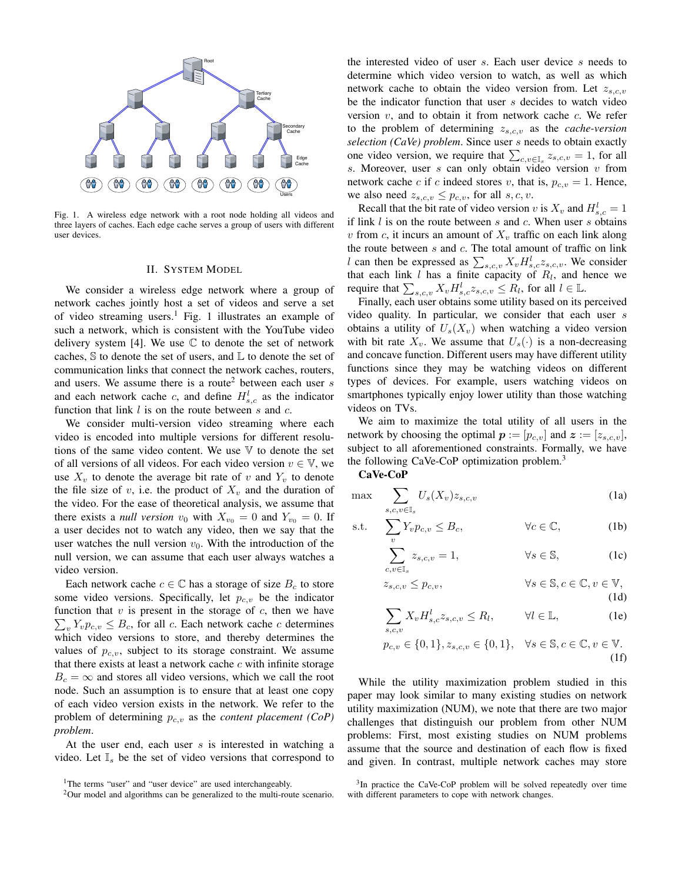Fig. 1. A wireless edge network with a root node holding all videos and three layers of caches. Each edge cache serves a group of users with different user devices.

## II. System Model

We consider a wireless edge network where a group of network caches jointly host a set of videos and serve a set of video streaming users.[1] Fig. 1 illustrates an example of such a network, which is consistent with the YouTube video delivery system [4]. We use $\mathbb{C}$ to denote the set of network caches, $\mathbb{S}$ to denote the set of users, and $\mathbb{L}$ to denote the set of communication links that connect the network caches, routers, and users. We assume there is a route[2] between each user $s$ and each network cache $c$, and define $H^l_{s,c}$ as the indicator function that link $l$ is on the route between $s$ and $c$.

We consider multi-version video streaming where each video is encoded into multiple versions for different resolutions of the same video content. We use $\mathbb{V}$ to denote the set of all versions of all videos. For each video version $v \in \mathbb{V}$, we use $X_v$ to denote the average bit rate of $v$ and $Y_v$ to denote the file size of $v$, i.e. the product of $X_v$ and the duration of the video. For the ease of theoretical analysis, we assume that there exists a *null version* $v_0$ with $X_{v_0} = 0$ and $Y_{v_0} = 0$. If a user decides not to watch any video, then we say that the user watches the null version $v_0$. With the introduction of the null version, we can assume that each user always watches a video version.

Each network cache $c \in \mathbb{C}$ has a storage of size $B_c$ to store some video versions. Specifically, let $p_{c,v}$ be the indicator function that $v$ is present in the storage of $c$, then we have $\sum_v Y_v p_{c,v} \leq B_c$, for all $c$. Each network cache $c$ determines which video versions to store, and thereby determines the values of $p_{c,v}$, subject to its storage constraint. We assume that there exists at least a network cache $c$ with infinite storage $B_c = \infty$ and stores all video versions, which we call the root node. Such an assumption is to ensure that at least one copy of each video version exists in the network. We refer to the problem of determining $p_{c,v}$ as the *content placement (CoP) problem*.

At the user end, each user $s$ is interested in watching a video. Let $\mathbb{I}_s$ be the set of video versions that correspond to the interested video of user $s$. Each user device $s$ needs to determine which video version to watch, as well as which network cache to obtain the video version from. Let $z_{s,c,v}$ be the indicator function that user $s$ decides to watch video version $v$, and to obtain it from network cache $c$. We refer to the problem of determining $z_{s,c,v}$ as the *cache-version selection (CaVe) problem*. Since user $s$ needs to obtain exactly one video version, we require that $\sum_{c,v\in\mathbb{I}_s} z_{s,c,v} = 1$, for all $s$. Moreover, user $s$ can only obtain video version $v$ from network cache $c$ if $c$ indeed stores $v$, that is, $p_{c,v} = 1$. Hence, we also need $z_{s,c,v} \leq p_{c,v}$, for all $s, c, v$.

Recall that the bit rate of video version $v$ is $X_v$ and $H^l_{s,c} = 1$ if link $l$ is on the route between $s$ and $c$. When user $s$ obtains $v$ from $c$, it incurs an amount of $X_v$ traffic on each link along the route between $s$ and $c$. The total amount of traffic on link $l$ can then be expressed as $\sum_{s,c,v} X_v H^l_{s,c} z_{s,c,v}$. We consider that each link $l$ has a finite capacity of $R_l$, and hence we require that $\sum_{s,c,v} X_v H^l_{s,c} z_{s,c,v} \leq R_l$, for all $l \in \mathbb{L}$.

Finally, each user obtains some utility based on its perceived video quality. In particular, we consider that user $s$ obtains a utility of $U_s(X_v)$ when watching a video version with bit rate $X_v$. We assume that $U_s(\cdot)$ is a non-decreasing and concave function. Different users may have different utility functions since they may be watching videos on different types of devices. For example, users watching videos on smartphones typically enjoy lower utility than those watching videos on TVs.

We aim to maximize the total utility of all users in the network by choosing the optimal $\boldsymbol{p} := [p_{c,v}]$ and $\boldsymbol{z} := [z_{s,c,v}]$, subject to all aforementioned constraints. Formally, we have the following CaVe-CoP optimization problem.[3]

**CaVe-CoP**

$$\max \sum_{s,c,v\in\mathbb{I}_s} U_s(X_v) z_{s,c,v} \tag{1a}$$

$$\text{s.t.} \sum_v Y_v p_{c,v} \leq B_c, \qquad \forall c \in \mathbb{C}, \tag{1b}$$

$$\sum_{c,v\in\mathbb{I}_s} z_{s,c,v} = 1, \qquad \forall s \in \mathbb{S}, \tag{1c}$$

$$z_{s,c,v} \leq p_{c,v}, \qquad \forall s \in \mathbb{S}, c \in \mathbb{C}, v \in \mathbb{V}, \tag{1d}$$

$$\sum_{s,c,v} X_v H^l_{s,c} z_{s,c,v} \leq R_l, \qquad \forall l \in \mathbb{L}, \tag{1e}$$

$$p_{c,v} \in \{0,1\}, z_{s,c,v} \in \{0,1\}, \quad \forall s \in \mathbb{S}, c \in \mathbb{C}, v \in \mathbb{V}. \tag{1f}$$

While the utility maximization problem studied in this paper may look similar to many existing studies on network utility maximization (NUM), we note that there are two major challenges that distinguish our problem from other NUM problems: First, most existing studies on NUM problems assume that the source and destination of each flow is fixed and given. In contrast, multiple network caches may store

[1]The terms "user" and "user device" are used interchangeably.

[2]Our model and algorithms can be generalized to the multi-route scenario.

[3]In practice the CaVe-CoP problem will be solved repeatedly over time with different parameters to cope with network changes.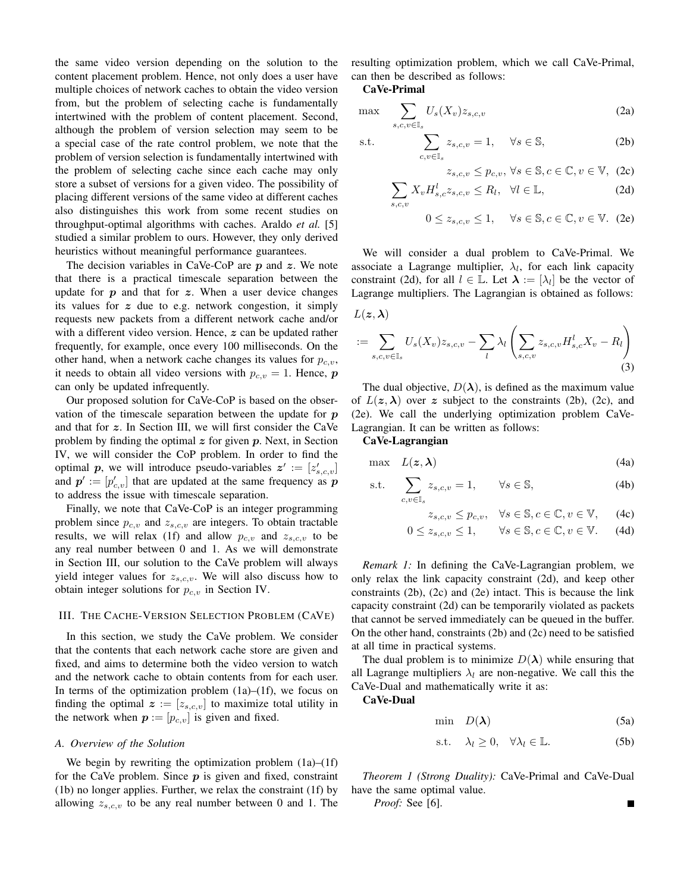the same video version depending on the solution to the content placement problem. Hence, not only does a user have multiple choices of network caches to obtain the video version from, but the problem of selecting cache is fundamentally intertwined with the problem of content placement. Second, although the problem of version selection may seem to be a special case of the rate control problem, we note that the problem of version selection is fundamentally intertwined with the problem of selecting cache since each cache may only store a subset of versions for a given video. The possibility of placing different versions of the same video at different caches also distinguishes this work from some recent studies on throughput-optimal algorithms with caches. Araldo *et al.* [5] studied a similar problem to ours. However, they only derived heuristics without meaningful performance guarantees.

The decision variables in CaVe-CoP are $\boldsymbol{p}$ and $\boldsymbol{z}$. We note that there is a practical timescale separation between the update for $\boldsymbol{p}$ and that for $\boldsymbol{z}$. When a user device changes its values for $\boldsymbol{z}$ due to e.g. network congestion, it simply requests new packets from a different network cache and/or with a different video version. Hence, $\boldsymbol{z}$ can be updated rather frequently, for example, once every 100 milliseconds. On the other hand, when a network cache changes its values for $p_{c,v}$, it needs to obtain all video versions with $p_{c,v} = 1$. Hence, $\boldsymbol{p}$ can only be updated infrequently.

Our proposed solution for CaVe-CoP is based on the observation of the timescale separation between the update for $\boldsymbol{p}$ and that for $\boldsymbol{z}$. In Section III, we will first consider the CaVe problem by finding the optimal $\boldsymbol{z}$ for given $\boldsymbol{p}$. Next, in Section IV, we will consider the CoP problem. In order to find the optimal $\boldsymbol{p}$, we will introduce pseudo-variables $\boldsymbol{z}' := [z'_{s,c,v}]$ and $\boldsymbol{p}' := [p'_{c,v}]$ that are updated at the same frequency as $\boldsymbol{p}$ to address the issue with timescale separation.

Finally, we note that CaVe-CoP is an integer programming problem since $p_{c,v}$ and $z_{s,c,v}$ are integers. To obtain tractable results, we will relax (1f) and allow $p_{c,v}$ and $z_{s,c,v}$ to be any real number between 0 and 1. As we will demonstrate in Section III, our solution to the CaVe problem will always yield integer values for $z_{s,c,v}$. We will also discuss how to obtain integer solutions for $p_{c,v}$ in Section IV.

## III. The Cache-Version Selection Problem (CaVe)

In this section, we study the CaVe problem. We consider that the contents that each network cache store are given and fixed, and aims to determine both the video version to watch and the network cache to obtain contents from for each user. In terms of the optimization problem (1a)–(1f), we focus on finding the optimal $\boldsymbol{z} := [z_{s,c,v}]$ to maximize total utility in the network when $\boldsymbol{p} := [p_{c,v}]$ is given and fixed.

### A. Overview of the Solution

We begin by rewriting the optimization problem (1a)–(1f) for the CaVe problem. Since $\boldsymbol{p}$ is given and fixed, constraint (1b) no longer applies. Further, we relax the constraint (1f) by allowing $z_{s,c,v}$ to be any real number between 0 and 1. The resulting optimization problem, which we call CaVe-Primal, can then be described as follows:

**CaVe-Primal**

$$\max \quad \sum_{s,c,v \in \mathbb{I}_s} U_s(X_v) z_{s,c,v} \tag{2a}$$

$$\text{s.t.} \quad \sum_{c,v \in \mathbb{I}_s} z_{s,c,v} = 1, \quad \forall s \in \mathbb{S}, \tag{2b}$$

$$z_{s,c,v} \le p_{c,v}, \ \forall s \in \mathbb{S}, c \in \mathbb{C}, v \in \mathbb{V}, \tag{2c}$$

$$\sum_{s,c,v} X_v H^l_{s,c} z_{s,c,v} \le R_l, \quad \forall l \in \mathbb{L}, \tag{2d}$$

$$0 \le z_{s,c,v} \le 1, \quad \forall s \in \mathbb{S}, c \in \mathbb{C}, v \in \mathbb{V}. \tag{2e}$$

We will consider a dual problem to CaVe-Primal. We associate a Lagrange multiplier, $\lambda_l$, for each link capacity constraint (2d), for all $l \in \mathbb{L}$. Let $\boldsymbol{\lambda} := [\lambda_l]$ be the vector of Lagrange multipliers. The Lagrangian is obtained as follows:

$$L(\boldsymbol{z}, \boldsymbol{\lambda}) := \sum_{s,c,v \in \mathbb{I}_s} U_s(X_v) z_{s,c,v} - \sum_l \lambda_l \left( \sum_{s,c,v} z_{s,c,v} H^l_{s,c} X_v - R_l \right) \tag{3}$$

The dual objective, $D(\boldsymbol{\lambda})$, is defined as the maximum value of $L(\boldsymbol{z}, \boldsymbol{\lambda})$ over $\boldsymbol{z}$ subject to the constraints (2b), (2c), and (2e). We call the underlying optimization problem CaVe-Lagrangian. It can be written as follows:

**CaVe-Lagrangian**

$$\max \quad L(\boldsymbol{z}, \boldsymbol{\lambda}) \tag{4a}$$

$$\text{s.t.} \quad \sum_{c,v \in \mathbb{I}_s} z_{s,c,v} = 1, \qquad \forall s \in \mathbb{S}, \tag{4b}$$

$$z_{s,c,v} \le p_{c,v}, \quad \forall s \in \mathbb{S}, c \in \mathbb{C}, v \in \mathbb{V}, \tag{4c}$$

$$0 \le z_{s,c,v} \le 1, \qquad \forall s \in \mathbb{S}, c \in \mathbb{C}, v \in \mathbb{V}. \tag{4d}$$

*Remark 1:* In defining the CaVe-Lagrangian problem, we only relax the link capacity constraint (2d), and keep other constraints (2b), (2c) and (2e) intact. This is because the link capacity constraint (2d) can be temporarily violated as packets that cannot be served immediately can be queued in the buffer. On the other hand, constraints (2b) and (2c) need to be satisfied at all time in practical systems.

The dual problem is to minimize $D(\boldsymbol{\lambda})$ while ensuring that all Lagrange multipliers $\lambda_l$ are non-negative. We call this the CaVe-Dual and mathematically write it as:

**CaVe-Dual**

$$\min \quad D(\boldsymbol{\lambda}) \tag{5a}$$

$$\text{s.t.} \quad \lambda_l \ge 0, \quad \forall \lambda_l \in \mathbb{L}. \tag{5b}$$

*Theorem 1 (Strong Duality):* CaVe-Primal and CaVe-Dual have the same optimal value.

*Proof:* See [6]. ∎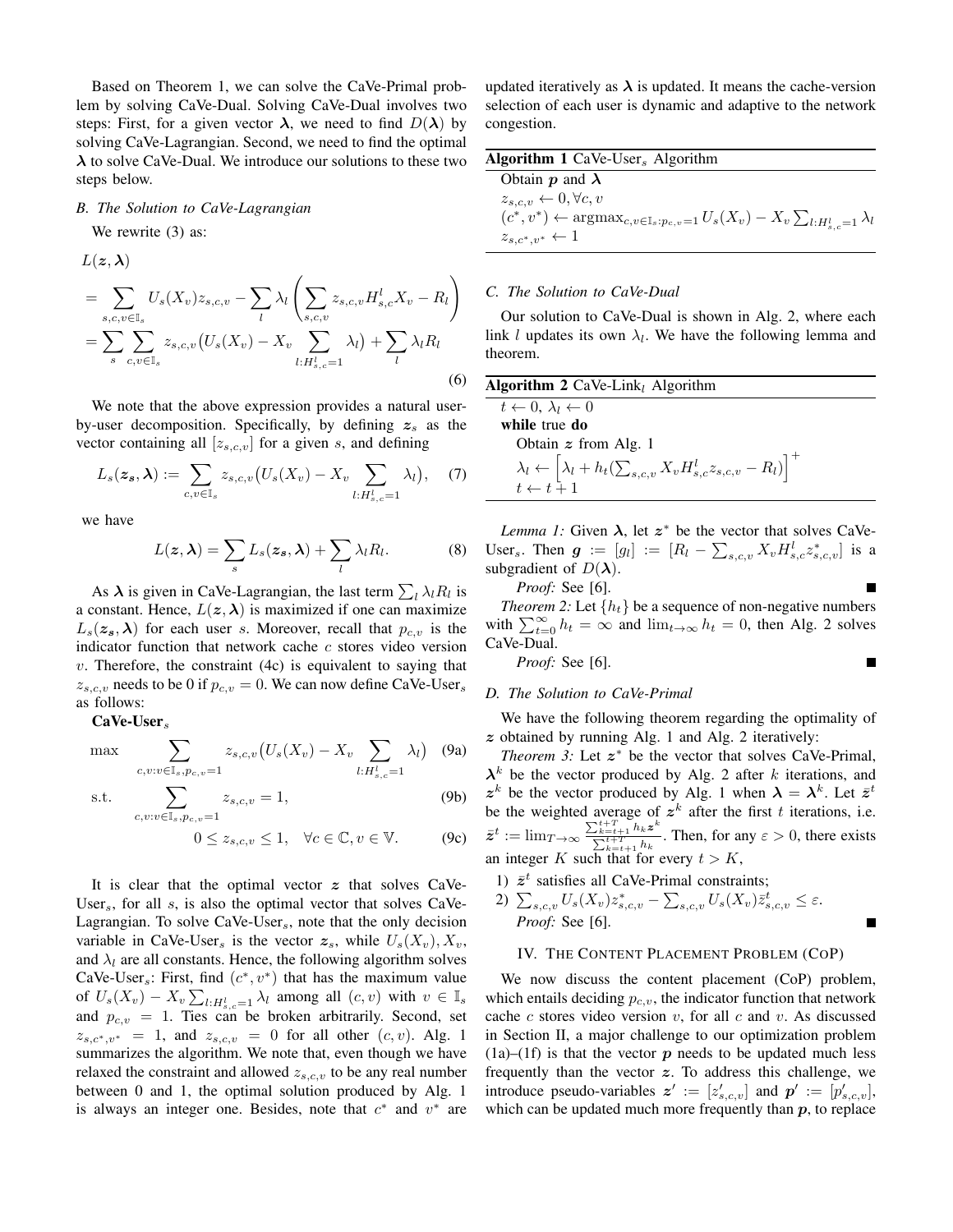Based on Theorem 1, we can solve the CaVe-Primal problem by solving CaVe-Dual. Solving CaVe-Dual involves two steps: First, for a given vector $\boldsymbol{\lambda}$, we need to find $D(\boldsymbol{\lambda})$ by solving CaVe-Lagrangian. Second, we need to find the optimal $\boldsymbol{\lambda}$ to solve CaVe-Dual. We introduce our solutions to these two steps below.

### B. The Solution to CaVe-Lagrangian

We rewrite (3) as:

$$
\begin{aligned}
&L(\boldsymbol{z},\boldsymbol{\lambda}) \\
&= \sum_{s,c,v \in \mathbb{I}_s} U_s(X_v) z_{s,c,v} - \sum_l \lambda_l \left( \sum_{s,c,v} z_{s,c,v} H^l_{s,c} X_v - R_l \right) \\
&= \sum_s \sum_{c,v \in \mathbb{I}_s} z_{s,c,v} \big( U_s(X_v) - X_v \sum_{l:H^l_{s,c}=1} \lambda_l \big) + \sum_l \lambda_l R_l
\end{aligned} \tag{6}
$$

We note that the above expression provides a natural user-by-user decomposition. Specifically, by defining $\boldsymbol{z_s}$ as the vector containing all $[z_{s,c,v}]$ for a given $s$, and defining

$$
L_s(\boldsymbol{z_s},\boldsymbol{\lambda}) := \sum_{c,v \in \mathbb{I}_s} z_{s,c,v} \big( U_s(X_v) - X_v \sum_{l:H^l_{s,c}=1} \lambda_l \big), \tag{7}
$$

we have

$$
L(\boldsymbol{z},\boldsymbol{\lambda}) = \sum_s L_s(\boldsymbol{z_s},\boldsymbol{\lambda}) + \sum_l \lambda_l R_l. \tag{8}
$$

As $\boldsymbol{\lambda}$ is given in CaVe-Lagrangian, the last term $\sum_l \lambda_l R_l$ is a constant. Hence, $L(\boldsymbol{z},\boldsymbol{\lambda})$ is maximized if one can maximize $L_s(\boldsymbol{z_s},\boldsymbol{\lambda})$ for each user $s$. Moreover, recall that $p_{c,v}$ is the indicator function that network cache $c$ stores video version $v$. Therefore, the constraint (4c) is equivalent to saying that $z_{s,c,v}$ needs to be 0 if $p_{c,v}=0$. We can now define CaVe-User$_s$ as follows:

**CaVe-User$_s$**

$$
\max \quad \sum_{c,v:v \in \mathbb{I}_s, p_{c,v}=1} z_{s,c,v} \big( U_s(X_v) - X_v \sum_{l:H^l_{s,c}=1} \lambda_l \big) \tag{9a}
$$

$$
\text{s.t.} \quad \sum_{c,v:v \in \mathbb{I}_s, p_{c,v}=1} z_{s,c,v} = 1, \tag{9b}
$$

$$
0 \le z_{s,c,v} \le 1, \quad \forall c \in \mathbb{C}, v \in \mathbb{V}. \tag{9c}
$$

It is clear that the optimal vector $\boldsymbol{z}$ that solves CaVe-User$_s$, for all $s$, is also the optimal vector that solves CaVe-Lagrangian. To solve CaVe-User$_s$, note that the only decision variable in CaVe-User$_s$ is the vector $\boldsymbol{z}_s$, while $U_s(X_v)$, $X_v$, and $\lambda_l$ are all constants. Hence, the following algorithm solves CaVe-User$_s$: First, find $(c^*, v^*)$ that has the maximum value of $U_s(X_v) - X_v \sum_{l:H^l_{s,c}=1} \lambda_l$ among all $(c,v)$ with $v \in \mathbb{I}_s$ and $p_{c,v}=1$. Ties can be broken arbitrarily. Second, set $z_{s,c^*,v^*}=1$, and $z_{s,c,v}=0$ for all other $(c,v)$. Alg. 1 summarizes the algorithm. We note that, even though we have relaxed the constraint and allowed $z_{s,c,v}$ to be any real number between 0 and 1, the optimal solution produced by Alg. 1 is always an integer one. Besides, note that $c^*$ and $v^*$ are updated iteratively as $\boldsymbol{\lambda}$ is updated. It means the cache-version selection of each user is dynamic and adaptive to the network congestion.

**Algorithm 1** CaVe-User$_s$ Algorithm

```
Obtain p and λ
z_{s,c,v} ← 0, ∀c, v
(c*, v*) ← argmax_{c,v∈I_s:p_{c,v}=1} U_s(X_v) − X_v Σ_{l:H^l_{s,c}=1} λ_l
z_{s,c*,v*} ← 1
```

### C. The Solution to CaVe-Dual

Our solution to CaVe-Dual is shown in Alg. 2, where each link $l$ updates its own $\lambda_l$. We have the following lemma and theorem.

**Algorithm 2** CaVe-Link$_l$ Algorithm

```
t ← 0, λ_l ← 0
while true do
    Obtain z from Alg. 1
    λ_l ← [λ_l + h_t(Σ_{s,c,v} X_v H^l_{s,c} z_{s,c,v} − R_l)]^+
    t ← t + 1
```

*Lemma 1:* Given $\boldsymbol{\lambda}$, let $\boldsymbol{z}^*$ be the vector that solves CaVe-User$_s$. Then $\boldsymbol{g} := [g_l] := [R_l - \sum_{s,c,v} X_v H^l_{s,c} z^*_{s,c,v}]$ is a subgradient of $D(\boldsymbol{\lambda})$.

*Proof:* See [6]. ■

*Theorem 2:* Let $\{h_t\}$ be a sequence of non-negative numbers with $\sum_{t=0}^{\infty} h_t = \infty$ and $\lim_{t\to\infty} h_t = 0$, then Alg. 2 solves CaVe-Dual.

*Proof:* See [6]. ■

### D. The Solution to CaVe-Primal

We have the following theorem regarding the optimality of $\boldsymbol{z}$ obtained by running Alg. 1 and Alg. 2 iteratively:

*Theorem 3:* Let $\boldsymbol{z}^*$ be the vector that solves CaVe-Primal, $\boldsymbol{\lambda}^k$ be the vector produced by Alg. 2 after $k$ iterations, and $\boldsymbol{z}^k$ be the vector produced by Alg. 1 when $\boldsymbol{\lambda} = \boldsymbol{\lambda}^k$. Let $\bar{\boldsymbol{z}}^t$ be the weighted average of $\boldsymbol{z}^k$ after the first $t$ iterations, i.e. $\bar{\boldsymbol{z}}^t := \lim_{T\to\infty} \frac{\sum_{k=t+1}^{t+T} h_k \boldsymbol{z}^k}{\sum_{k=t+1}^{t+T} h_k}$. Then, for any $\varepsilon > 0$, there exists an integer $K$ such that for every $t > K$,

1) $\bar{\boldsymbol{z}}^t$ satisfies all CaVe-Primal constraints;
2) $\sum_{s,c,v} U_s(X_v) z^*_{s,c,v} - \sum_{s,c,v} U_s(X_v) \bar{z}^t_{s,c,v} \le \varepsilon$.

*Proof:* See [6]. ■

## IV. The Content Placement Problem (CoP)

We now discuss the content placement (CoP) problem, which entails deciding $p_{c,v}$, the indicator function that network cache $c$ stores video version $v$, for all $c$ and $v$. As discussed in Section II, a major challenge to our optimization problem (1a)–(1f) is that the vector $\boldsymbol{p}$ needs to be updated much less frequently than the vector $\boldsymbol{z}$. To address this challenge, we introduce pseudo-variables $\boldsymbol{z}' := [z'_{s,c,v}]$ and $\boldsymbol{p}' := [p'_{s,c,v}]$, which can be updated much more frequently than $\boldsymbol{p}$, to replace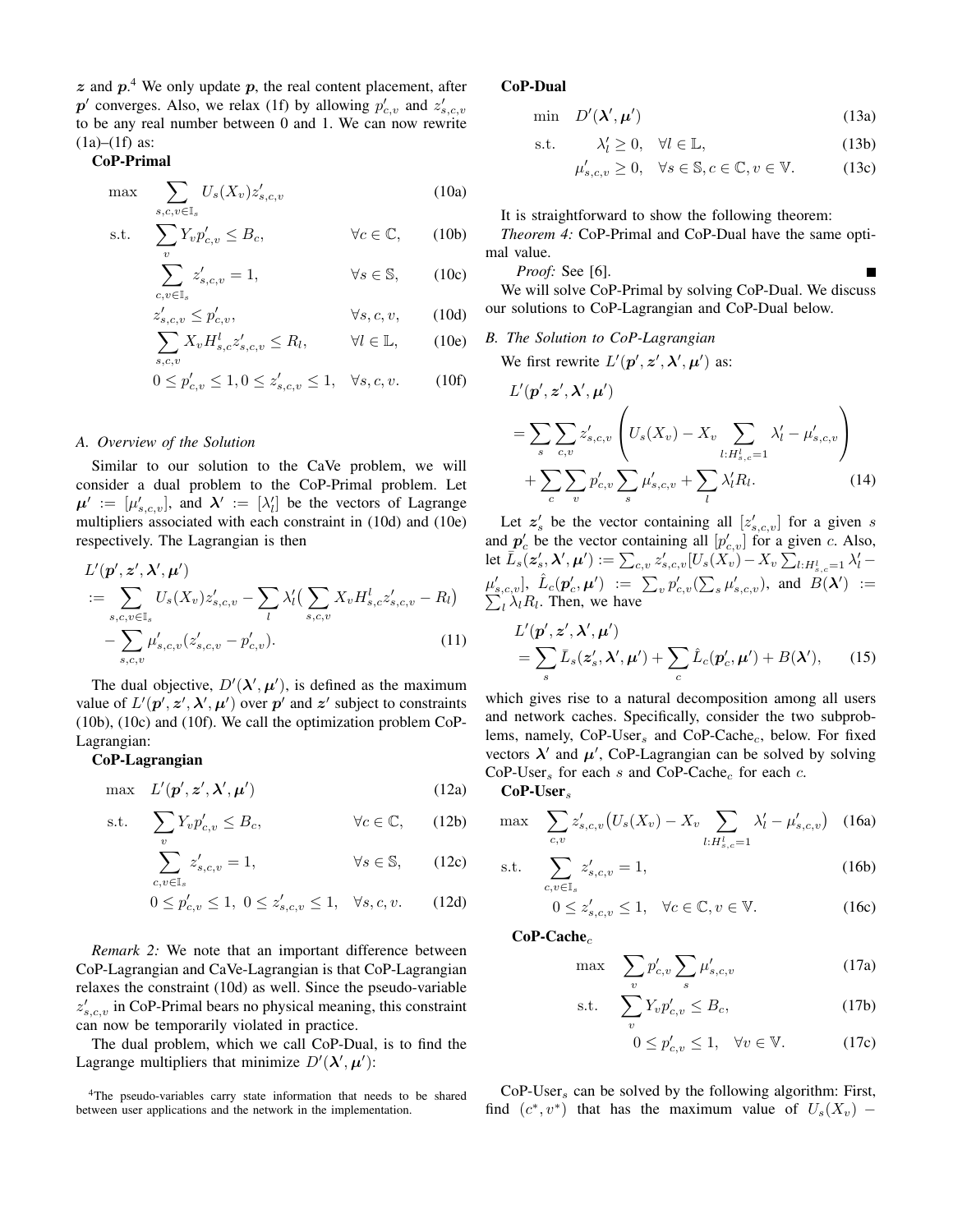$\boldsymbol{z}$ and $\boldsymbol{p}$.[4] We only update $\boldsymbol{p}$, the real content placement, after $\boldsymbol{p}'$ converges. Also, we relax (1f) by allowing $p'_{c,v}$ and $z'_{s,c,v}$ to be any real number between 0 and 1. We can now rewrite (1a)–(1f) as:

**CoP-Primal**

$$\max \quad \sum_{s,c,v\in\mathbb{I}_s} U_s(X_v) z'_{s,c,v} \tag{10a}$$

$$\text{s.t.} \quad \sum_v Y_v p'_{c,v} \le B_c, \qquad \forall c \in \mathbb{C}, \tag{10b}$$

$$\sum_{c,v\in\mathbb{I}_s} z'_{s,c,v} = 1, \qquad \forall s \in \mathbb{S}, \tag{10c}$$

$$z'_{s,c,v} \le p'_{c,v}, \qquad \forall s,c,v, \tag{10d}$$

$$\sum_{s,c,v} X_v H^l_{s,c} z'_{s,c,v} \le R_l, \qquad \forall l \in \mathbb{L}, \tag{10e}$$

$$0 \le p'_{c,v} \le 1, 0 \le z'_{s,c,v} \le 1, \quad \forall s,c,v. \tag{10f}$$

### A. Overview of the Solution

Similar to our solution to the CaVe problem, we will consider a dual problem to the CoP-Primal problem. Let $\boldsymbol{\mu}' := [\mu'_{s,c,v}]$, and $\boldsymbol{\lambda}' := [\lambda'_l]$ be the vectors of Lagrange multipliers associated with each constraint in (10d) and (10e) respectively. The Lagrangian is then

$$\begin{aligned} &L'(\boldsymbol{p}', \boldsymbol{z}', \boldsymbol{\lambda}', \boldsymbol{\mu}') \\ &:= \sum_{s,c,v\in\mathbb{I}_s} U_s(X_v) z'_{s,c,v} - \sum_l \lambda'_l \big( \sum_{s,c,v} X_v H^l_{s,c} z'_{s,c,v} - R_l \big) \\ &\quad - \sum_{s,c,v} \mu'_{s,c,v} (z'_{s,c,v} - p'_{c,v}). \end{aligned} \tag{11}$$

The dual objective, $D'(\boldsymbol{\lambda}', \boldsymbol{\mu}')$, is defined as the maximum value of $L'(\boldsymbol{p}', \boldsymbol{z}', \boldsymbol{\lambda}', \boldsymbol{\mu}')$ over $\boldsymbol{p}'$ and $\boldsymbol{z}'$ subject to constraints (10b), (10c) and (10f). We call the optimization problem CoP-Lagrangian:

**CoP-Lagrangian**

$$\max \quad L'(\boldsymbol{p}', \boldsymbol{z}', \boldsymbol{\lambda}', \boldsymbol{\mu}') \tag{12a}$$

$$\text{s.t.} \quad \sum_v Y_v p'_{c,v} \le B_c, \qquad \forall c \in \mathbb{C}, \tag{12b}$$

$$\sum_{c,v\in\mathbb{I}_s} z'_{s,c,v} = 1, \qquad \forall s \in \mathbb{S}, \tag{12c}$$

$$0 \le p'_{c,v} \le 1, \; 0 \le z'_{s,c,v} \le 1, \quad \forall s,c,v. \tag{12d}$$

*Remark 2:* We note that an important difference between CoP-Lagrangian and CaVe-Lagrangian is that CoP-Lagrangian relaxes the constraint (10d) as well. Since the pseudo-variable $z'_{s,c,v}$ in CoP-Primal bears no physical meaning, this constraint can now be temporarily violated in practice.

The dual problem, which we call CoP-Dual, is to find the Lagrange multipliers that minimize $D'(\boldsymbol{\lambda}', \boldsymbol{\mu}')$:

[4] The pseudo-variables carry state information that needs to be shared between user applications and the network in the implementation.

**CoP-Dual**

$$\min \quad D'(\boldsymbol{\lambda}', \boldsymbol{\mu}') \tag{13a}$$

$$\text{s.t.} \quad \lambda'_l \ge 0, \quad \forall l \in \mathbb{L}, \tag{13b}$$

$$\mu'_{s,c,v} \ge 0, \quad \forall s \in \mathbb{S}, c \in \mathbb{C}, v \in \mathbb{V}. \tag{13c}$$

It is straightforward to show the following theorem:

*Theorem 4:* CoP-Primal and CoP-Dual have the same optimal value.

*Proof:* See [6]. ∎

We will solve CoP-Primal by solving CoP-Dual. We discuss our solutions to CoP-Lagrangian and CoP-Dual below.

### B. The Solution to CoP-Lagrangian

We first rewrite $L'(\boldsymbol{p}', \boldsymbol{z}', \boldsymbol{\lambda}', \boldsymbol{\mu}')$ as:

$$\begin{aligned} &L'(\boldsymbol{p}', \boldsymbol{z}', \boldsymbol{\lambda}', \boldsymbol{\mu}') \\ &= \sum_s \sum_{c,v} z'_{s,c,v} \left( U_s(X_v) - X_v \sum_{l:H^l_{s,c}=1} \lambda'_l - \mu'_{s,c,v} \right) \\ &\quad + \sum_c \sum_v p'_{c,v} \sum_s \mu'_{s,c,v} + \sum_l \lambda'_l R_l. \end{aligned} \tag{14}$$

Let $\boldsymbol{z}'_s$ be the vector containing all $[z'_{s,c,v}]$ for a given $s$ and $\boldsymbol{p}'_c$ be the vector containing all $[p'_{c,v}]$ for a given $c$. Also, let $\bar{L}_s(\boldsymbol{z}'_s, \boldsymbol{\lambda}', \boldsymbol{\mu}') := \sum_{c,v} z'_{s,c,v}[U_s(X_v) - X_v \sum_{l:H^l_{s,c}=1} \lambda'_l - \mu'_{s,c,v}]$, $\hat{L}_c(\boldsymbol{p}'_c, \boldsymbol{\mu}') := \sum_v p'_{c,v}(\sum_s \mu'_{s,c,v})$, and $B(\boldsymbol{\lambda}') := \sum_l \lambda_l R_l$. Then, we have

$$\begin{aligned} &L'(\boldsymbol{p}', \boldsymbol{z}', \boldsymbol{\lambda}', \boldsymbol{\mu}') \\ &= \sum_s \bar{L}_s(\boldsymbol{z}'_s, \boldsymbol{\lambda}', \boldsymbol{\mu}') + \sum_c \hat{L}_c(\boldsymbol{p}'_c, \boldsymbol{\mu}') + B(\boldsymbol{\lambda}'), \end{aligned} \tag{15}$$

which gives rise to a natural decomposition among all users and network caches. Specifically, consider the two subproblems, namely, CoP-User$_s$ and CoP-Cache$_c$, below. For fixed vectors $\boldsymbol{\lambda}'$ and $\boldsymbol{\mu}'$, CoP-Lagrangian can be solved by solving CoP-User$_s$ for each $s$ and CoP-Cache$_c$ for each $c$.

**CoP-User$_s$**

$$\max \quad \sum_{c,v} z'_{s,c,v}\big(U_s(X_v) - X_v \sum_{l:H^l_{s,c}=1} \lambda'_l - \mu'_{s,c,v}\big) \tag{16a}$$

$$\text{s.t.} \quad \sum_{c,v\in\mathbb{I}_s} z'_{s,c,v} = 1, \tag{16b}$$

$$0 \le z'_{s,c,v} \le 1, \quad \forall c \in \mathbb{C}, v \in \mathbb{V}. \tag{16c}$$

**CoP-Cache$_c$**

$$\max \quad \sum_v p'_{c,v} \sum_s \mu'_{s,c,v} \tag{17a}$$

$$\text{s.t.} \quad \sum_v Y_v p'_{c,v} \le B_c, \tag{17b}$$

$$0 \le p'_{c,v} \le 1, \quad \forall v \in \mathbb{V}. \tag{17c}$$

CoP-User$_s$ can be solved by the following algorithm: First, find $(c^*, v^*)$ that has the maximum value of $U_s(X_v) -$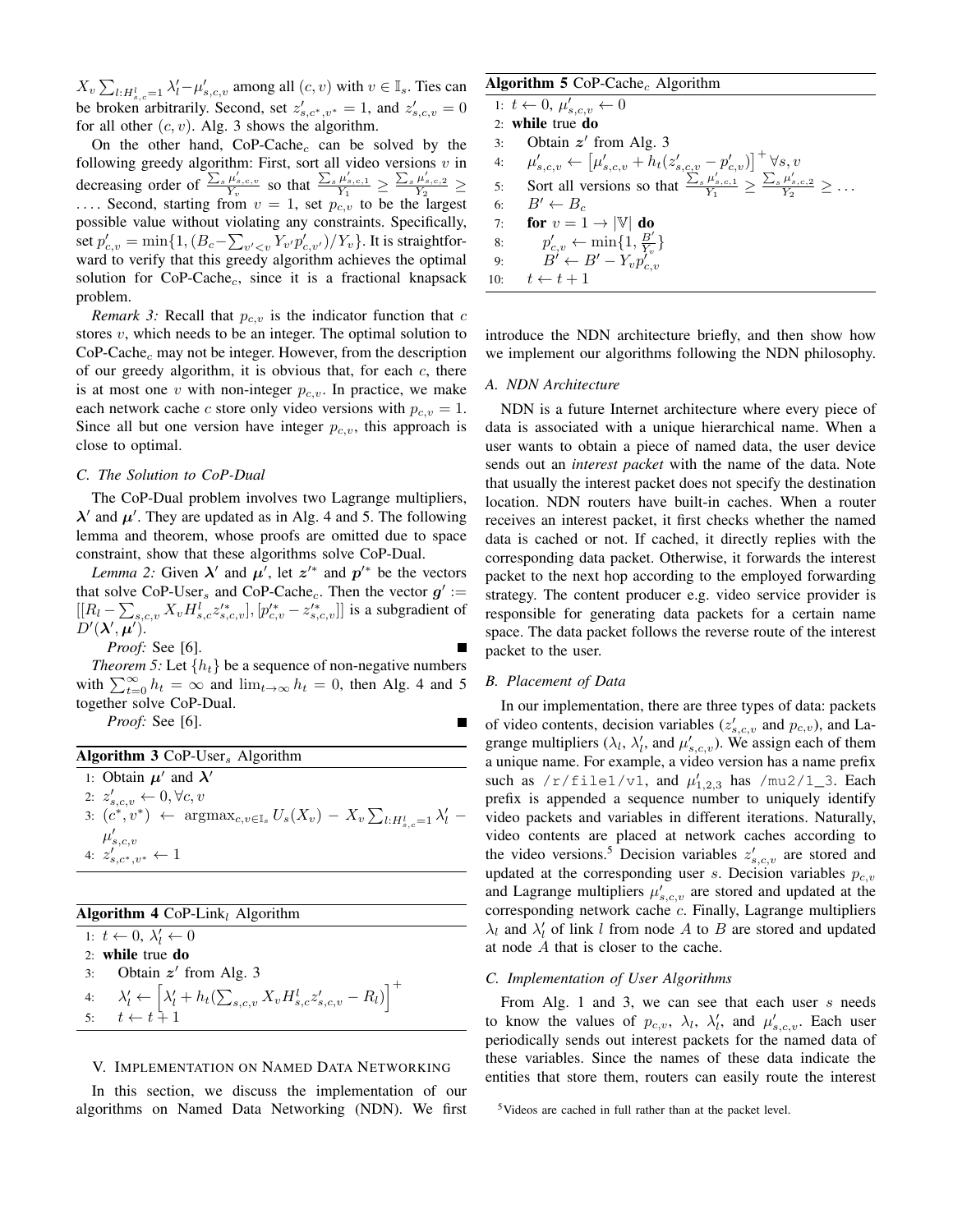$X_v \sum_{l:H^l_{s,c}=1} \lambda'_l - \mu'_{s,c,v}$ among all $(c,v)$ with $v \in \mathbb{I}_s$. Ties can be broken arbitrarily. Second, set $z'_{s,c^*,v^*} = 1$, and $z'_{s,c,v} = 0$ for all other $(c,v)$. Alg. 3 shows the algorithm.

On the other hand, CoP-Cache$_c$ can be solved by the following greedy algorithm: First, sort all video versions $v$ in decreasing order of $\frac{\sum_s \mu'_{s,c,v}}{Y_v}$ so that $\frac{\sum_s \mu'_{s,c,1}}{Y_1} \geq \frac{\sum_s \mu'_{s,c,2}}{Y_2} \geq \dots$. Second, starting from $v = 1$, set $p_{c,v}$ to be the largest possible value without violating any constraints. Specifically, set $p'_{c,v} = \min\{1, (B_c - \sum_{v'<v} Y_{v'} p'_{c,v'})/Y_v\}$. It is straightforward to verify that this greedy algorithm achieves the optimal solution for CoP-Cache$_c$, since it is a fractional knapsack problem.

*Remark 3:* Recall that $p_{c,v}$ is the indicator function that $c$ stores $v$, which needs to be an integer. The optimal solution to CoP-Cache$_c$ may not be integer. However, from the description of our greedy algorithm, it is obvious that, for each $c$, there is at most one $v$ with non-integer $p_{c,v}$. In practice, we make each network cache $c$ store only video versions with $p_{c,v} = 1$. Since all but one version have integer $p_{c,v}$, this approach is close to optimal.

### C. The Solution to CoP-Dual

The CoP-Dual problem involves two Lagrange multipliers, $\boldsymbol{\lambda}'$ and $\boldsymbol{\mu}'$. They are updated as in Alg. 4 and 5. The following lemma and theorem, whose proofs are omitted due to space constraint, show that these algorithms solve CoP-Dual.

*Lemma 2:* Given $\boldsymbol{\lambda}'$ and $\boldsymbol{\mu}'$, let $\boldsymbol{z}'^*$ and $\boldsymbol{p}'^*$ be the vectors that solve CoP-User$_s$ and CoP-Cache$_c$. Then the vector $\boldsymbol{g}' := [[R_l - \sum_{s,c,v} X_v H^l_{s,c} z'^*_{s,c,v}], [p'^*_{c,v} - z'^*_{s,c,v}]]$ is a subgradient of $D'(\boldsymbol{\lambda}', \boldsymbol{\mu}')$.

*Proof:* See [6]. ∎

*Theorem 5:* Let $\{h_t\}$ be a sequence of non-negative numbers with $\sum_{t=0}^{\infty} h_t = \infty$ and $\lim_{t\to\infty} h_t = 0$, then Alg. 4 and 5 together solve CoP-Dual.

*Proof:* See [6]. ∎

**Algorithm 3** CoP-User$_s$ Algorithm

1: Obtain $\boldsymbol{\mu}'$ and $\boldsymbol{\lambda}'$
2: $z'_{s,c,v} \leftarrow 0, \forall c, v$
3: $(c^*, v^*) \leftarrow \text{argmax}_{c,v\in\mathbb{I}_s} U_s(X_v) - X_v \sum_{l:H^l_{s,c}=1} \lambda'_l - \mu'_{s,c,v}$
4: $z'_{s,c^*,v^*} \leftarrow 1$

**Algorithm 4** CoP-Link$_l$ Algorithm

1: $t \leftarrow 0$, $\lambda'_l \leftarrow 0$
2: **while** true **do**
3: Obtain $\boldsymbol{z}'$ from Alg. 3
4: $\lambda'_l \leftarrow \left[\lambda'_l + h_t(\sum_{s,c,v} X_v H^l_{s,c} z'_{s,c,v} - R_l)\right]^+$
5: $t \leftarrow t + 1$

**Algorithm 5** CoP-Cache$_c$ Algorithm

1: $t \leftarrow 0$, $\mu'_{s,c,v} \leftarrow 0$
2: **while** true **do**
3: Obtain $\boldsymbol{z}'$ from Alg. 3
4: $\mu'_{s,c,v} \leftarrow \left[\mu'_{s,c,v} + h_t(z'_{s,c,v} - p'_{c,v})\right]^+ \forall s, v$
5: Sort all versions so that $\frac{\sum_s \mu'_{s,c,1}}{Y_1} \geq \frac{\sum_s \mu'_{s,c,2}}{Y_2} \geq \dots$
6: $B' \leftarrow B_c$
7: **for** $v = 1 \to |\mathbb{V}|$ **do**
8: $p'_{c,v} \leftarrow \min\{1, \frac{B'}{Y_v}\}$
9: $B' \leftarrow B' - Y_v p'_{c,v}$
10: $t \leftarrow t + 1$

## V. Implementation on Named Data Networking

In this section, we discuss the implementation of our algorithms on Named Data Networking (NDN). We first introduce the NDN architecture briefly, and then show how we implement our algorithms following the NDN philosophy.

### A. NDN Architecture

NDN is a future Internet architecture where every piece of data is associated with a unique hierarchical name. When a user wants to obtain a piece of named data, the user device sends out an *interest packet* with the name of the data. Note that usually the interest packet does not specify the destination location. NDN routers have built-in caches. When a router receives an interest packet, it first checks whether the named data is cached or not. If cached, it directly replies with the corresponding data packet. Otherwise, it forwards the interest packet to the next hop according to the employed forwarding strategy. The content producer e.g. video service provider is responsible for generating data packets for a certain name space. The data packet follows the reverse route of the interest packet to the user.

### B. Placement of Data

In our implementation, there are three types of data: packets of video contents, decision variables ($z'_{s,c,v}$ and $p_{c,v}$), and Lagrange multipliers ($\lambda_l$, $\lambda'_l$, and $\mu'_{s,c,v}$). We assign each of them a unique name. For example, a video version has a name prefix such as `/r/file1/v1`, and $\mu'_{1,2,3}$ has `/mu2/1_3`. Each prefix is appended a sequence number to uniquely identify video packets and variables in different iterations. Naturally, video contents are placed at network caches according to the video versions.[5] Decision variables $z'_{s,c,v}$ are stored and updated at the corresponding user $s$. Decision variables $p_{c,v}$ and Lagrange multipliers $\mu'_{s,c,v}$ are stored and updated at the corresponding network cache $c$. Finally, Lagrange multipliers $\lambda_l$ and $\lambda'_l$ of link $l$ from node $A$ to $B$ are stored and updated at node $A$ that is closer to the cache.

### C. Implementation of User Algorithms

From Alg. 1 and 3, we can see that each user $s$ needs to know the values of $p_{c,v}$, $\lambda_l$, $\lambda'_l$, and $\mu'_{s,c,v}$. Each user periodically sends out interest packets for the named data of these variables. Since the names of these data indicate the entities that store them, routers can easily route the interest

[5] Videos are cached in full rather than at the packet level.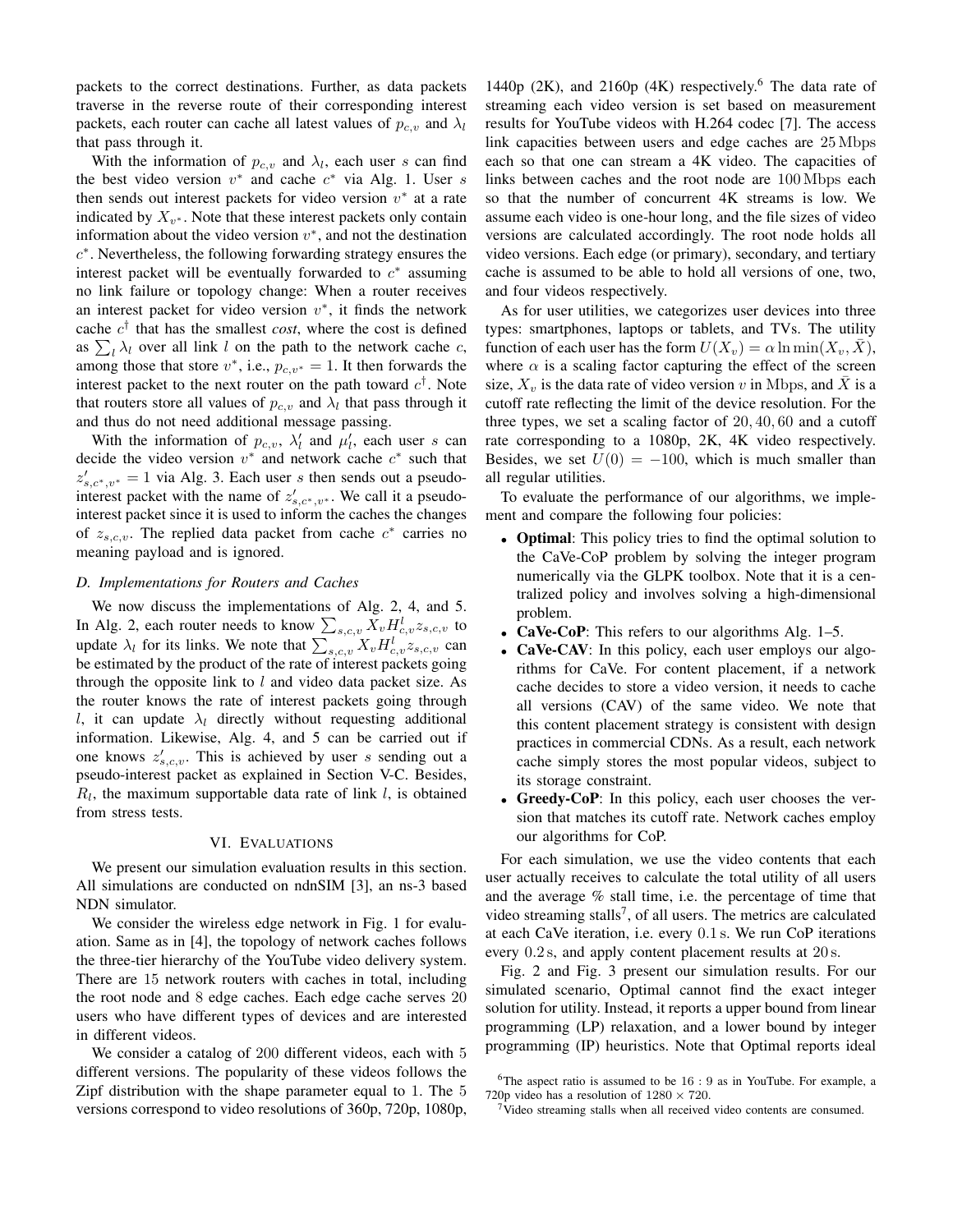packets to the correct destinations. Further, as data packets traverse in the reverse route of their corresponding interest packets, each router can cache all latest values of $p_{c,v}$ and $\lambda_l$ that pass through it.

With the information of $p_{c,v}$ and $\lambda_l$, each user $s$ can find the best video version $v^*$ and cache $c^*$ via Alg. 1. User $s$ then sends out interest packets for video version $v^*$ at a rate indicated by $X_{v^*}$. Note that these interest packets only contain information about the video version $v^*$, and not the destination $c^*$. Nevertheless, the following forwarding strategy ensures the interest packet will be eventually forwarded to $c^*$ assuming no link failure or topology change: When a router receives an interest packet for video version $v^*$, it finds the network cache $c^\dagger$ that has the smallest *cost*, where the cost is defined as $\sum_l \lambda_l$ over all link $l$ on the path to the network cache $c$, among those that store $v^*$, i.e., $p_{c,v^*} = 1$. It then forwards the interest packet to the next router on the path toward $c^\dagger$. Note that routers store all values of $p_{c,v}$ and $\lambda_l$ that pass through it and thus do not need additional message passing.

With the information of $p_{c,v}$, $\lambda'_l$ and $\mu'_l$, each user $s$ can decide the video version $v^*$ and network cache $c^*$ such that $z'_{s,c^*,v^*} = 1$ via Alg. 3. Each user $s$ then sends out a pseudo-interest packet with the name of $z'_{s,c^*,v^*}$. We call it a pseudo-interest packet since it is used to inform the caches the changes of $z_{s,c,v}$. The replied data packet from cache $c^*$ carries no meaning payload and is ignored.

### D. Implementations for Routers and Caches

We now discuss the implementations of Alg. 2, 4, and 5. In Alg. 2, each router needs to know $\sum_{s,c,v} X_v H^l_{c,v} z_{s,c,v}$ to update $\lambda_l$ for its links. We note that $\sum_{s,c,v} X_v H^l_{c,v} z_{s,c,v}$ can be estimated by the product of the rate of interest packets going through the opposite link to $l$ and video data packet size. As the router knows the rate of interest packets going through $l$, it can update $\lambda_l$ directly without requesting additional information. Likewise, Alg. 4, and 5 can be carried out if one knows $z'_{s,c,v}$. This is achieved by user $s$ sending out a pseudo-interest packet as explained in Section V-C. Besides, $R_l$, the maximum supportable data rate of link $l$, is obtained from stress tests.

## VI. Evaluations

We present our simulation evaluation results in this section. All simulations are conducted on ndnSIM [3], an ns-3 based NDN simulator.

We consider the wireless edge network in Fig. 1 for evaluation. Same as in [4], the topology of network caches follows the three-tier hierarchy of the YouTube video delivery system. There are 15 network routers with caches in total, including the root node and 8 edge caches. Each edge cache serves 20 users who have different types of devices and are interested in different videos.

We consider a catalog of 200 different videos, each with 5 different versions. The popularity of these videos follows the Zipf distribution with the shape parameter equal to 1. The 5 versions correspond to video resolutions of 360p, 720p, 1080p, 1440p (2K), and 2160p (4K) respectively.[6] The data rate of streaming each video version is set based on measurement results for YouTube videos with H.264 codec [7]. The access link capacities between users and edge caches are 25 Mbps each so that one can stream a 4K video. The capacities of links between caches and the root node are 100 Mbps each so that the number of concurrent 4K streams is low. We assume each video is one-hour long, and the file sizes of video versions are calculated accordingly. The root node holds all video versions. Each edge (or primary), secondary, and tertiary cache is assumed to be able to hold all versions of one, two, and four videos respectively.

As for user utilities, we categorizes user devices into three types: smartphones, laptops or tablets, and TVs. The utility function of each user has the form $U(X_v) = \alpha \ln \min(X_v, \bar{X})$, where $\alpha$ is a scaling factor capturing the effect of the screen size, $X_v$ is the data rate of video version $v$ in Mbps, and $\bar{X}$ is a cutoff rate reflecting the limit of the device resolution. For the three types, we set a scaling factor of $20, 40, 60$ and a cutoff rate corresponding to a 1080p, 2K, 4K video respectively. Besides, we set $U(0) = -100$, which is much smaller than all regular utilities.

To evaluate the performance of our algorithms, we implement and compare the following four policies:

- **Optimal**: This policy tries to find the optimal solution to the CaVe-CoP problem by solving the integer program numerically via the GLPK toolbox. Note that it is a centralized policy and involves solving a high-dimensional problem.
- **CaVe-CoP**: This refers to our algorithms Alg. 1–5.
- **CaVe-CAV**: In this policy, each user employs our algorithms for CaVe. For content placement, if a network cache decides to store a video version, it needs to cache all versions (CAV) of the same video. We note that this content placement strategy is consistent with design practices in commercial CDNs. As a result, each network cache simply stores the most popular videos, subject to its storage constraint.
- **Greedy-CoP**: In this policy, each user chooses the version that matches its cutoff rate. Network caches employ our algorithms for CoP.

For each simulation, we use the video contents that each user actually receives to calculate the total utility of all users and the average % stall time, i.e. the percentage of time that video streaming stalls[7], of all users. The metrics are calculated at each CaVe iteration, i.e. every 0.1 s. We run CoP iterations every 0.2 s, and apply content placement results at 20 s.

Fig. 2 and Fig. 3 present our simulation results. For our simulated scenario, Optimal cannot find the exact integer solution for utility. Instead, it reports a upper bound from linear programming (LP) relaxation, and a lower bound by integer programming (IP) heuristics. Note that Optimal reports ideal

[6] The aspect ratio is assumed to be 16 : 9 as in YouTube. For example, a 720p video has a resolution of $1280 \times 720$.

[7] Video streaming stalls when all received video contents are consumed.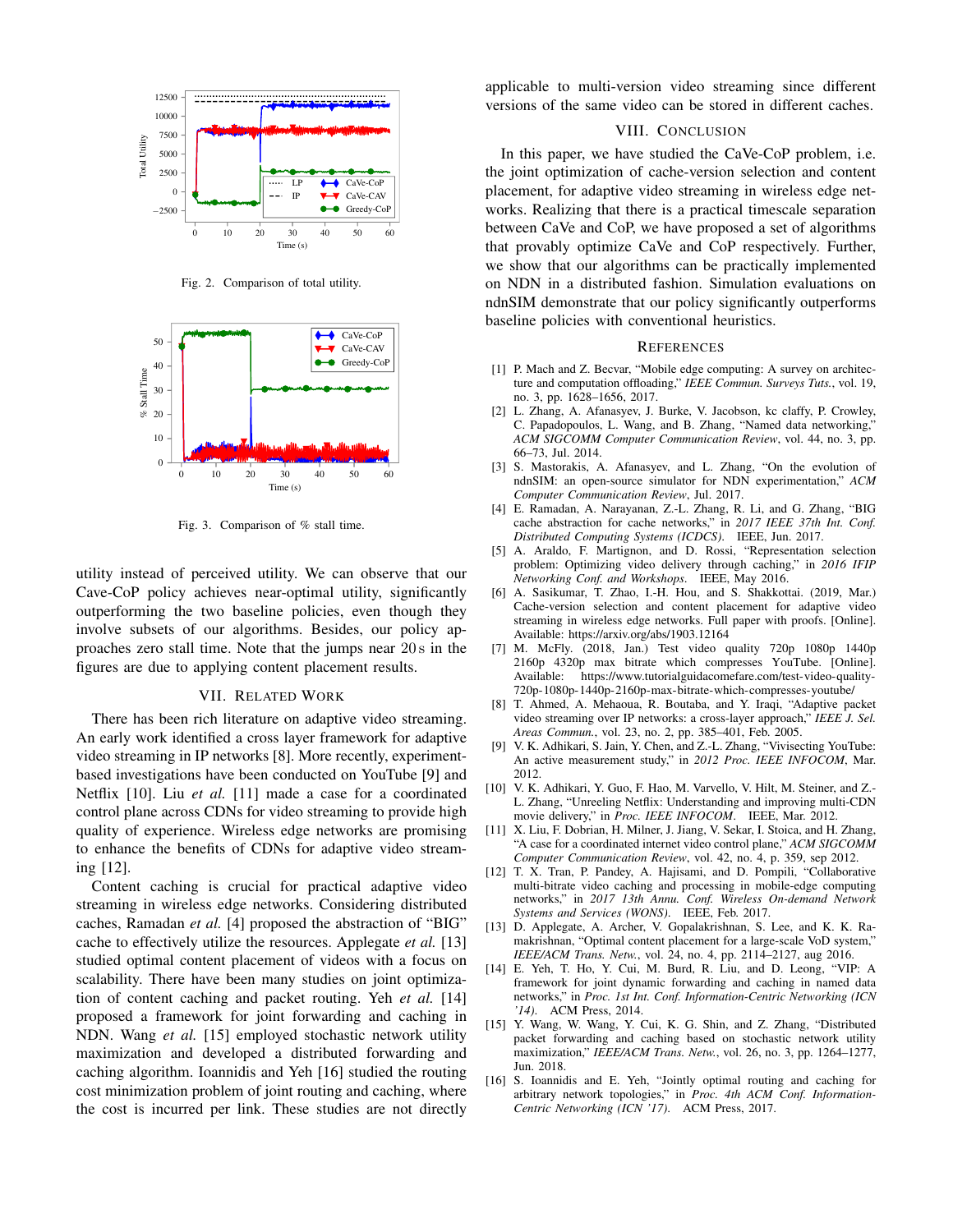12500
10000
7500
5000
2500
0
−2500
Total Utility
0 10 20 30 40 50 60
Time (s)
LP
IP
CaVe-CoP
CaVe-CAV
Greedy-CoP

Fig. 2. Comparison of total utility.

50
40
30
20
10
0
% Stall Time
0 10 20 30 40 50 60
Time (s)
CaVe-CoP
CaVe-CAV
Greedy-CoP

Fig. 3. Comparison of % stall time.

utility instead of perceived utility. We can observe that our Cave-CoP policy achieves near-optimal utility, significantly outperforming the two baseline policies, even though they involve subsets of our algorithms. Besides, our policy approaches zero stall time. Note that the jumps near $20\,\text{s}$ in the figures are due to applying content placement results.

## VII. Related Work

There has been rich literature on adaptive video streaming. An early work identified a cross layer framework for adaptive video streaming in IP networks [8]. More recently, experiment-based investigations have been conducted on YouTube [9] and Netflix [10]. Liu *et al.* [11] made a case for a coordinated control plane across CDNs for video streaming to provide high quality of experience. Wireless edge networks are promising to enhance the benefits of CDNs for adaptive video streaming [12].

Content caching is crucial for practical adaptive video streaming in wireless edge networks. Considering distributed caches, Ramadan *et al.* [4] proposed the abstraction of "BIG" cache to effectively utilize the resources. Applegate *et al.* [13] studied optimal content placement of videos with a focus on scalability. There have been many studies on joint optimization of content caching and packet routing. Yeh *et al.* [14] proposed a framework for joint forwarding and caching in NDN. Wang *et al.* [15] employed stochastic network utility maximization and developed a distributed forwarding and caching algorithm. Ioannidis and Yeh [16] studied the routing cost minimization problem of joint routing and caching, where the cost is incurred per link. These studies are not directly applicable to multi-version video streaming since different versions of the same video can be stored in different caches.

## VIII. Conclusion

In this paper, we have studied the CaVe-CoP problem, i.e. the joint optimization of cache-version selection and content placement, for adaptive video streaming in wireless edge networks. Realizing that there is a practical timescale separation between CaVe and CoP, we have proposed a set of algorithms that provably optimize CaVe and CoP respectively. Further, we show that our algorithms can be practically implemented on NDN in a distributed fashion. Simulation evaluations on ndnSIM demonstrate that our policy significantly outperforms baseline policies with conventional heuristics.

## References

[1] P. Mach and Z. Becvar, "Mobile edge computing: A survey on architecture and computation offloading," *IEEE Commun. Surveys Tuts.*, vol. 19, no. 3, pp. 1628–1656, 2017.

[2] L. Zhang, A. Afanasyev, J. Burke, V. Jacobson, kc claffy, P. Crowley, C. Papadopoulos, L. Wang, and B. Zhang, "Named data networking," *ACM SIGCOMM Computer Communication Review*, vol. 44, no. 3, pp. 66–73, Jul. 2014.

[3] S. Mastorakis, A. Afanasyev, and L. Zhang, "On the evolution of ndnSIM: an open-source simulator for NDN experimentation," *ACM Computer Communication Review*, Jul. 2017.

[4] E. Ramadan, A. Narayanan, Z.-L. Zhang, R. Li, and G. Zhang, "BIG cache abstraction for cache networks," in *2017 IEEE 37th Int. Conf. Distributed Computing Systems (ICDCS)*. IEEE, Jun. 2017.

[5] A. Araldo, F. Martignon, and D. Rossi, "Representation selection problem: Optimizing video delivery through caching," in *2016 IFIP Networking Conf. and Workshops*. IEEE, May 2016.

[6] A. Sasikumar, T. Zhao, I.-H. Hou, and S. Shakkottai. (2019, Mar.) Cache-version selection and content placement for adaptive video streaming in wireless edge networks. Full paper with proofs. [Online]. Available: https://arxiv.org/abs/1903.12164

[7] M. McFly. (2018, Jan.) Test video quality 720p 1080p 1440p 2160p 4320p max bitrate which compresses YouTube. [Online]. Available: https://www.tutorialguidacomefare.com/test-video-quality-720p-1080p-1440p-2160p-max-bitrate-which-compresses-youtube/

[8] T. Ahmed, A. Mehaoua, R. Boutaba, and Y. Iraqi, "Adaptive packet video streaming over IP networks: a cross-layer approach," *IEEE J. Sel. Areas Commun.*, vol. 23, no. 2, pp. 385–401, Feb. 2005.

[9] V. K. Adhikari, S. Jain, Y. Chen, and Z.-L. Zhang, "Vivisecting YouTube: An active measurement study," in *2012 Proc. IEEE INFOCOM*, Mar. 2012.

[10] V. K. Adhikari, Y. Guo, F. Hao, M. Varvello, V. Hilt, M. Steiner, and Z.-L. Zhang, "Unreeling Netflix: Understanding and improving multi-CDN movie delivery," in *Proc. IEEE INFOCOM*. IEEE, Mar. 2012.

[11] X. Liu, F. Dobrian, H. Milner, J. Jiang, V. Sekar, I. Stoica, and H. Zhang, "A case for a coordinated internet video control plane," *ACM SIGCOMM Computer Communication Review*, vol. 42, no. 4, p. 359, sep 2012.

[12] T. X. Tran, P. Pandey, A. Hajisami, and D. Pompili, "Collaborative multi-bitrate video caching and processing in mobile-edge computing networks," in *2017 13th Annu. Conf. Wireless On-demand Network Systems and Services (WONS)*. IEEE, Feb. 2017.

[13] D. Applegate, A. Archer, V. Gopalakrishnan, S. Lee, and K. K. Ramakrishnan, "Optimal content placement for a large-scale VoD system," *IEEE/ACM Trans. Netw.*, vol. 24, no. 4, pp. 2114–2127, aug 2016.

[14] E. Yeh, T. Ho, Y. Cui, M. Burd, R. Liu, and D. Leong, "VIP: A framework for joint dynamic forwarding and caching in named data networks," in *Proc. 1st Int. Conf. Information-Centric Networking (ICN '14)*. ACM Press, 2014.

[15] Y. Wang, W. Wang, Y. Cui, K. G. Shin, and Z. Zhang, "Distributed packet forwarding and caching based on stochastic network utility maximization," *IEEE/ACM Trans. Netw.*, vol. 26, no. 3, pp. 1264–1277, Jun. 2018.

[16] S. Ioannidis and E. Yeh, "Jointly optimal routing and caching for arbitrary network topologies," in *Proc. 4th ACM Conf. Information-Centric Networking (ICN '17)*. ACM Press, 2017.